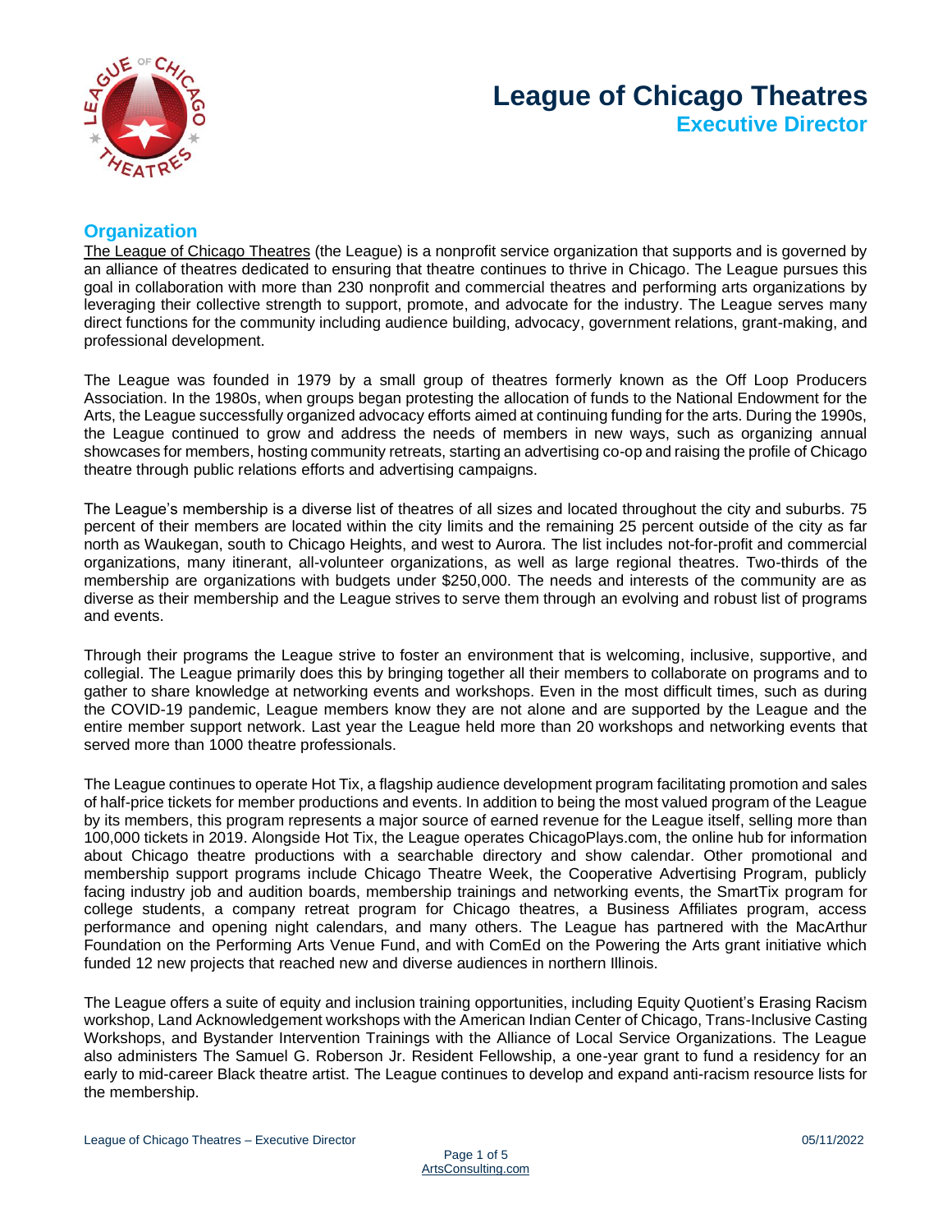# League of Chicago Theatres

## Executive Director

## Organization

The League of Chicago Theatres (the League) is a nonprofit service organization that supports and is governed by an alliance of theatres dedicated to ensuring that theatre continues to thrive in Chicago. The League pursues this goal in collaboration with more than 230 nonprofit and commercial theatres and performing arts organizations by leveraging their collective strength to support, promote, and advocate for the industry. The League serves many direct functions for the community including audience building, advocacy, government relations, grant-making, and professional development.

The League was founded in 1979 by a small group of theatres formerly known as the Off Loop Producers Association. In the 1980s, when groups began protesting the allocation of funds to the National Endowment for the Arts, the League successfully organized advocacy efforts aimed at continuing funding for the arts. During the 1990s, the League continued to grow and address the needs of members in new ways, such as organizing annual showcases for members, hosting community retreats, starting an advertising co-op and raising the profile of Chicago theatre through public relations efforts and advertising campaigns.

The League's membership is a diverse list of theatres of all sizes and located throughout the city and suburbs. 75 percent of their members are located within the city limits and the remaining 25 percent outside of the city as far north as Waukegan, south to Chicago Heights, and west to Aurora. The list includes not-for-profit and commercial organizations, many itinerant, all-volunteer organizations, as well as large regional theatres. Two-thirds of the membership are organizations with budgets under $250,000. The needs and interests of the community are as diverse as their membership and the League strives to serve them through an evolving and robust list of programs and events.

Through their programs the League strive to foster an environment that is welcoming, inclusive, supportive, and collegial. The League primarily does this by bringing together all their members to collaborate on programs and to gather to share knowledge at networking events and workshops. Even in the most difficult times, such as during the COVID-19 pandemic, League members know they are not alone and are supported by the League and the entire member support network. Last year the League held more than 20 workshops and networking events that served more than 1000 theatre professionals.

The League continues to operate Hot Tix, a flagship audience development program facilitating promotion and sales of half-price tickets for member productions and events. In addition to being the most valued program of the League by its members, this program represents a major source of earned revenue for the League itself, selling more than 100,000 tickets in 2019. Alongside Hot Tix, the League operates ChicagoPlays.com, the online hub for information about Chicago theatre productions with a searchable directory and show calendar. Other promotional and membership support programs include Chicago Theatre Week, the Cooperative Advertising Program, publicly facing industry job and audition boards, membership trainings and networking events, the SmartTix program for college students, a company retreat program for Chicago theatres, a Business Affiliates program, access performance and opening night calendars, and many others. The League has partnered with the MacArthur Foundation on the Performing Arts Venue Fund, and with ComEd on the Powering the Arts grant initiative which funded 12 new projects that reached new and diverse audiences in northern Illinois.

The League offers a suite of equity and inclusion training opportunities, including Equity Quotient's Erasing Racism workshop, Land Acknowledgement workshops with the American Indian Center of Chicago, Trans-Inclusive Casting Workshops, and Bystander Intervention Trainings with the Alliance of Local Service Organizations. The League also administers The Samuel G. Roberson Jr. Resident Fellowship, a one-year grant to fund a residency for an early to mid-career Black theatre artist. The League continues to develop and expand anti-racism resource lists for the membership.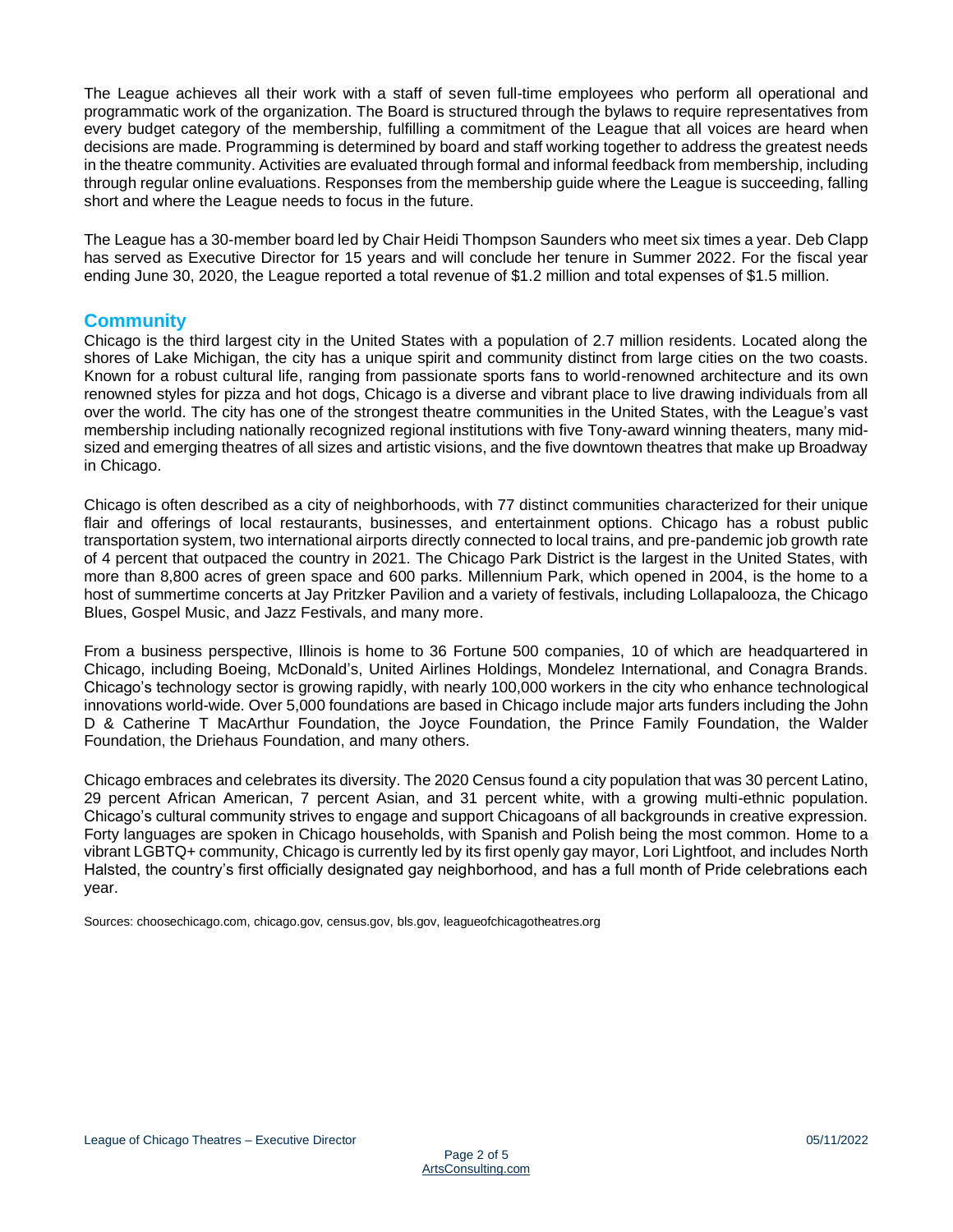The League achieves all their work with a staff of seven full-time employees who perform all operational and programmatic work of the organization. The Board is structured through the bylaws to require representatives from every budget category of the membership, fulfilling a commitment of the League that all voices are heard when decisions are made. Programming is determined by board and staff working together to address the greatest needs in the theatre community. Activities are evaluated through formal and informal feedback from membership, including through regular online evaluations. Responses from the membership guide where the League is succeeding, falling short and where the League needs to focus in the future.

The League has a 30-member board led by Chair Heidi Thompson Saunders who meet six times a year. Deb Clapp has served as Executive Director for 15 years and will conclude her tenure in Summer 2022. For the fiscal year ending June 30, 2020, the League reported a total revenue of $1.2 million and total expenses of $1.5 million.

## Community

Chicago is the third largest city in the United States with a population of 2.7 million residents. Located along the shores of Lake Michigan, the city has a unique spirit and community distinct from large cities on the two coasts. Known for a robust cultural life, ranging from passionate sports fans to world-renowned architecture and its own renowned styles for pizza and hot dogs, Chicago is a diverse and vibrant place to live drawing individuals from all over the world. The city has one of the strongest theatre communities in the United States, with the League's vast membership including nationally recognized regional institutions with five Tony-award winning theaters, many mid-sized and emerging theatres of all sizes and artistic visions, and the five downtown theatres that make up Broadway in Chicago.

Chicago is often described as a city of neighborhoods, with 77 distinct communities characterized for their unique flair and offerings of local restaurants, businesses, and entertainment options. Chicago has a robust public transportation system, two international airports directly connected to local trains, and pre-pandemic job growth rate of 4 percent that outpaced the country in 2021. The Chicago Park District is the largest in the United States, with more than 8,800 acres of green space and 600 parks. Millennium Park, which opened in 2004, is the home to a host of summertime concerts at Jay Pritzker Pavilion and a variety of festivals, including Lollapalooza, the Chicago Blues, Gospel Music, and Jazz Festivals, and many more.

From a business perspective, Illinois is home to 36 Fortune 500 companies, 10 of which are headquartered in Chicago, including Boeing, McDonald's, United Airlines Holdings, Mondelez International, and Conagra Brands. Chicago's technology sector is growing rapidly, with nearly 100,000 workers in the city who enhance technological innovations world-wide. Over 5,000 foundations are based in Chicago include major arts funders including the John D & Catherine T MacArthur Foundation, the Joyce Foundation, the Prince Family Foundation, the Walder Foundation, the Driehaus Foundation, and many others.

Chicago embraces and celebrates its diversity. The 2020 Census found a city population that was 30 percent Latino, 29 percent African American, 7 percent Asian, and 31 percent white, with a growing multi-ethnic population. Chicago's cultural community strives to engage and support Chicagoans of all backgrounds in creative expression. Forty languages are spoken in Chicago households, with Spanish and Polish being the most common. Home to a vibrant LGBTQ+ community, Chicago is currently led by its first openly gay mayor, Lori Lightfoot, and includes North Halsted, the country's first officially designated gay neighborhood, and has a full month of Pride celebrations each year.

Sources: choosechicago.com, chicago.gov, census.gov, bls.gov, leagueofchicagotheatres.org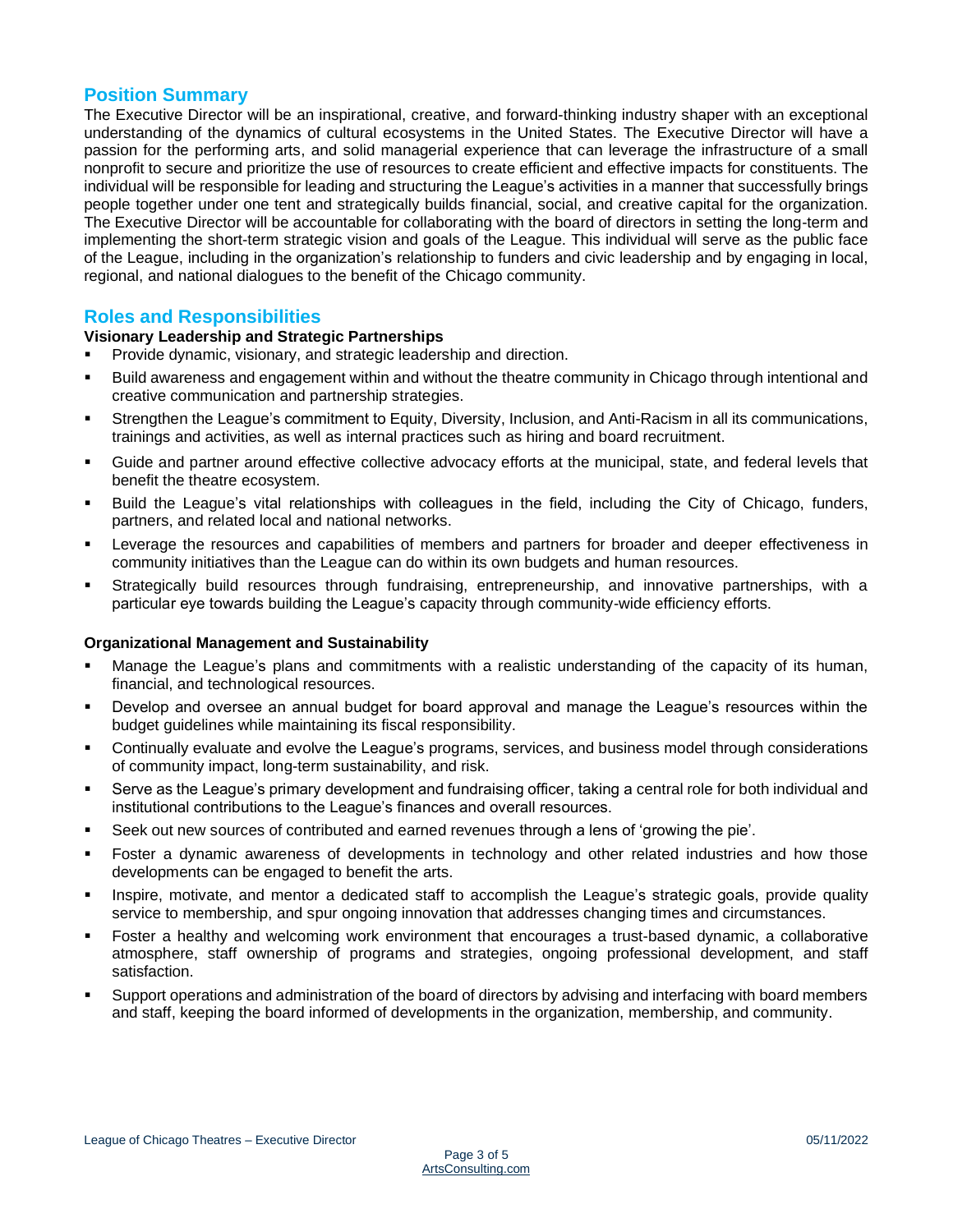## Position Summary

The Executive Director will be an inspirational, creative, and forward-thinking industry shaper with an exceptional understanding of the dynamics of cultural ecosystems in the United States. The Executive Director will have a passion for the performing arts, and solid managerial experience that can leverage the infrastructure of a small nonprofit to secure and prioritize the use of resources to create efficient and effective impacts for constituents. The individual will be responsible for leading and structuring the League's activities in a manner that successfully brings people together under one tent and strategically builds financial, social, and creative capital for the organization. The Executive Director will be accountable for collaborating with the board of directors in setting the long-term and implementing the short-term strategic vision and goals of the League. This individual will serve as the public face of the League, including in the organization's relationship to funders and civic leadership and by engaging in local, regional, and national dialogues to the benefit of the Chicago community.

## Roles and Responsibilities

**Visionary Leadership and Strategic Partnerships**

- Provide dynamic, visionary, and strategic leadership and direction.
- Build awareness and engagement within and without the theatre community in Chicago through intentional and creative communication and partnership strategies.
- Strengthen the League's commitment to Equity, Diversity, Inclusion, and Anti-Racism in all its communications, trainings and activities, as well as internal practices such as hiring and board recruitment.
- Guide and partner around effective collective advocacy efforts at the municipal, state, and federal levels that benefit the theatre ecosystem.
- Build the League's vital relationships with colleagues in the field, including the City of Chicago, funders, partners, and related local and national networks.
- Leverage the resources and capabilities of members and partners for broader and deeper effectiveness in community initiatives than the League can do within its own budgets and human resources.
- Strategically build resources through fundraising, entrepreneurship, and innovative partnerships, with a particular eye towards building the League's capacity through community-wide efficiency efforts.

**Organizational Management and Sustainability**

- Manage the League's plans and commitments with a realistic understanding of the capacity of its human, financial, and technological resources.
- Develop and oversee an annual budget for board approval and manage the League's resources within the budget guidelines while maintaining its fiscal responsibility.
- Continually evaluate and evolve the League's programs, services, and business model through considerations of community impact, long-term sustainability, and risk.
- Serve as the League's primary development and fundraising officer, taking a central role for both individual and institutional contributions to the League's finances and overall resources.
- Seek out new sources of contributed and earned revenues through a lens of 'growing the pie'.
- Foster a dynamic awareness of developments in technology and other related industries and how those developments can be engaged to benefit the arts.
- Inspire, motivate, and mentor a dedicated staff to accomplish the League's strategic goals, provide quality service to membership, and spur ongoing innovation that addresses changing times and circumstances.
- Foster a healthy and welcoming work environment that encourages a trust-based dynamic, a collaborative atmosphere, staff ownership of programs and strategies, ongoing professional development, and staff satisfaction.
- Support operations and administration of the board of directors by advising and interfacing with board members and staff, keeping the board informed of developments in the organization, membership, and community.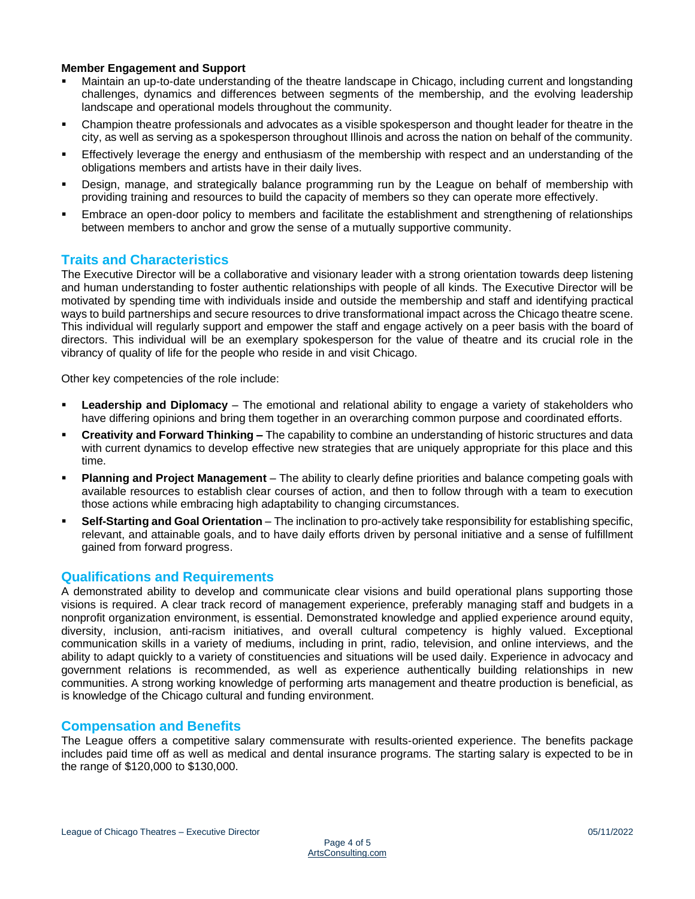**Member Engagement and Support**

- Maintain an up-to-date understanding of the theatre landscape in Chicago, including current and longstanding challenges, dynamics and differences between segments of the membership, and the evolving leadership landscape and operational models throughout the community.
- Champion theatre professionals and advocates as a visible spokesperson and thought leader for theatre in the city, as well as serving as a spokesperson throughout Illinois and across the nation on behalf of the community.
- Effectively leverage the energy and enthusiasm of the membership with respect and an understanding of the obligations members and artists have in their daily lives.
- Design, manage, and strategically balance programming run by the League on behalf of membership with providing training and resources to build the capacity of members so they can operate more effectively.
- Embrace an open-door policy to members and facilitate the establishment and strengthening of relationships between members to anchor and grow the sense of a mutually supportive community.

## Traits and Characteristics

The Executive Director will be a collaborative and visionary leader with a strong orientation towards deep listening and human understanding to foster authentic relationships with people of all kinds. The Executive Director will be motivated by spending time with individuals inside and outside the membership and staff and identifying practical ways to build partnerships and secure resources to drive transformational impact across the Chicago theatre scene. This individual will regularly support and empower the staff and engage actively on a peer basis with the board of directors. This individual will be an exemplary spokesperson for the value of theatre and its crucial role in the vibrancy of quality of life for the people who reside in and visit Chicago.

Other key competencies of the role include:

- **Leadership and Diplomacy** – The emotional and relational ability to engage a variety of stakeholders who have differing opinions and bring them together in an overarching common purpose and coordinated efforts.
- **Creativity and Forward Thinking –** The capability to combine an understanding of historic structures and data with current dynamics to develop effective new strategies that are uniquely appropriate for this place and this time.
- **Planning and Project Management** – The ability to clearly define priorities and balance competing goals with available resources to establish clear courses of action, and then to follow through with a team to execution those actions while embracing high adaptability to changing circumstances.
- **Self-Starting and Goal Orientation** – The inclination to pro-actively take responsibility for establishing specific, relevant, and attainable goals, and to have daily efforts driven by personal initiative and a sense of fulfillment gained from forward progress.

## Qualifications and Requirements

A demonstrated ability to develop and communicate clear visions and build operational plans supporting those visions is required. A clear track record of management experience, preferably managing staff and budgets in a nonprofit organization environment, is essential. Demonstrated knowledge and applied experience around equity, diversity, inclusion, anti-racism initiatives, and overall cultural competency is highly valued. Exceptional communication skills in a variety of mediums, including in print, radio, television, and online interviews, and the ability to adapt quickly to a variety of constituencies and situations will be used daily. Experience in advocacy and government relations is recommended, as well as experience authentically building relationships in new communities. A strong working knowledge of performing arts management and theatre production is beneficial, as is knowledge of the Chicago cultural and funding environment.

## Compensation and Benefits

The League offers a competitive salary commensurate with results-oriented experience. The benefits package includes paid time off as well as medical and dental insurance programs. The starting salary is expected to be in the range of $120,000 to $130,000.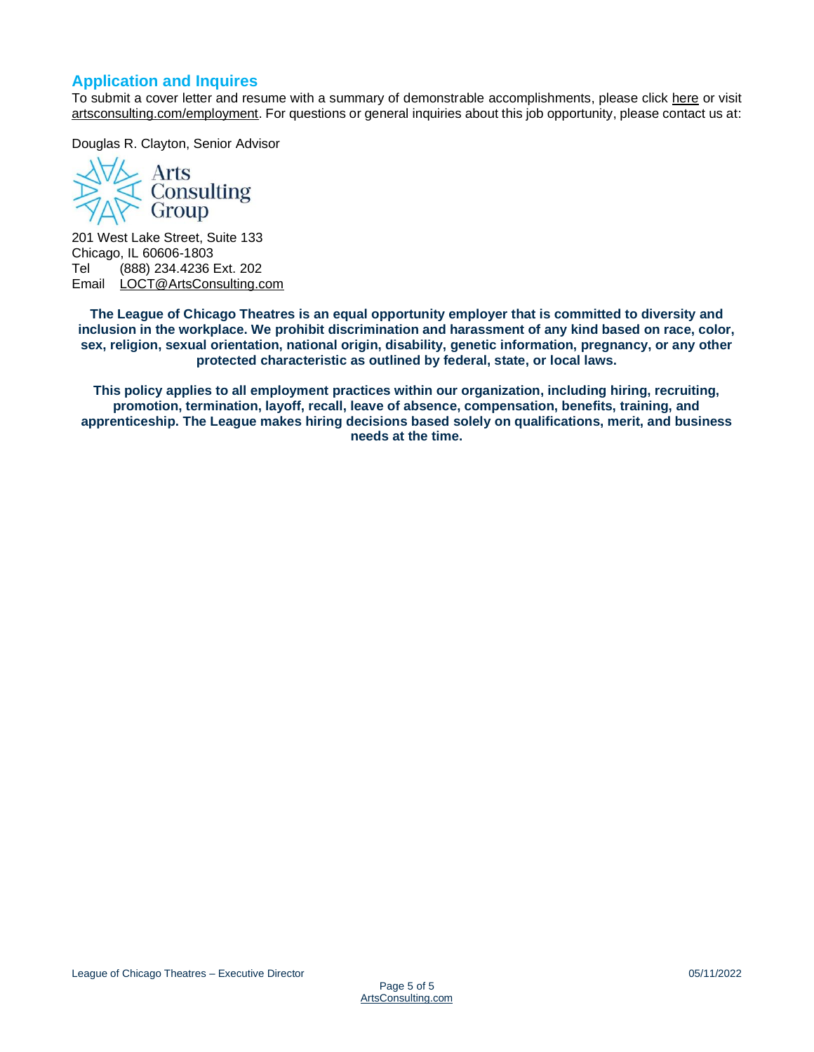## Application and Inquires

To submit a cover letter and resume with a summary of demonstrable accomplishments, please click here or visit artsconsulting.com/employment. For questions or general inquiries about this job opportunity, please contact us at:

Douglas R. Clayton, Senior Advisor

Arts Consulting Group

201 West Lake Street, Suite 133
Chicago, IL 60606-1803
Tel (888) 234.4236 Ext. 202
Email LOCT@ArtsConsulting.com

**The League of Chicago Theatres is an equal opportunity employer that is committed to diversity and inclusion in the workplace. We prohibit discrimination and harassment of any kind based on race, color, sex, religion, sexual orientation, national origin, disability, genetic information, pregnancy, or any other protected characteristic as outlined by federal, state, or local laws.**

**This policy applies to all employment practices within our organization, including hiring, recruiting, promotion, termination, layoff, recall, leave of absence, compensation, benefits, training, and apprenticeship. The League makes hiring decisions based solely on qualifications, merit, and business needs at the time.**